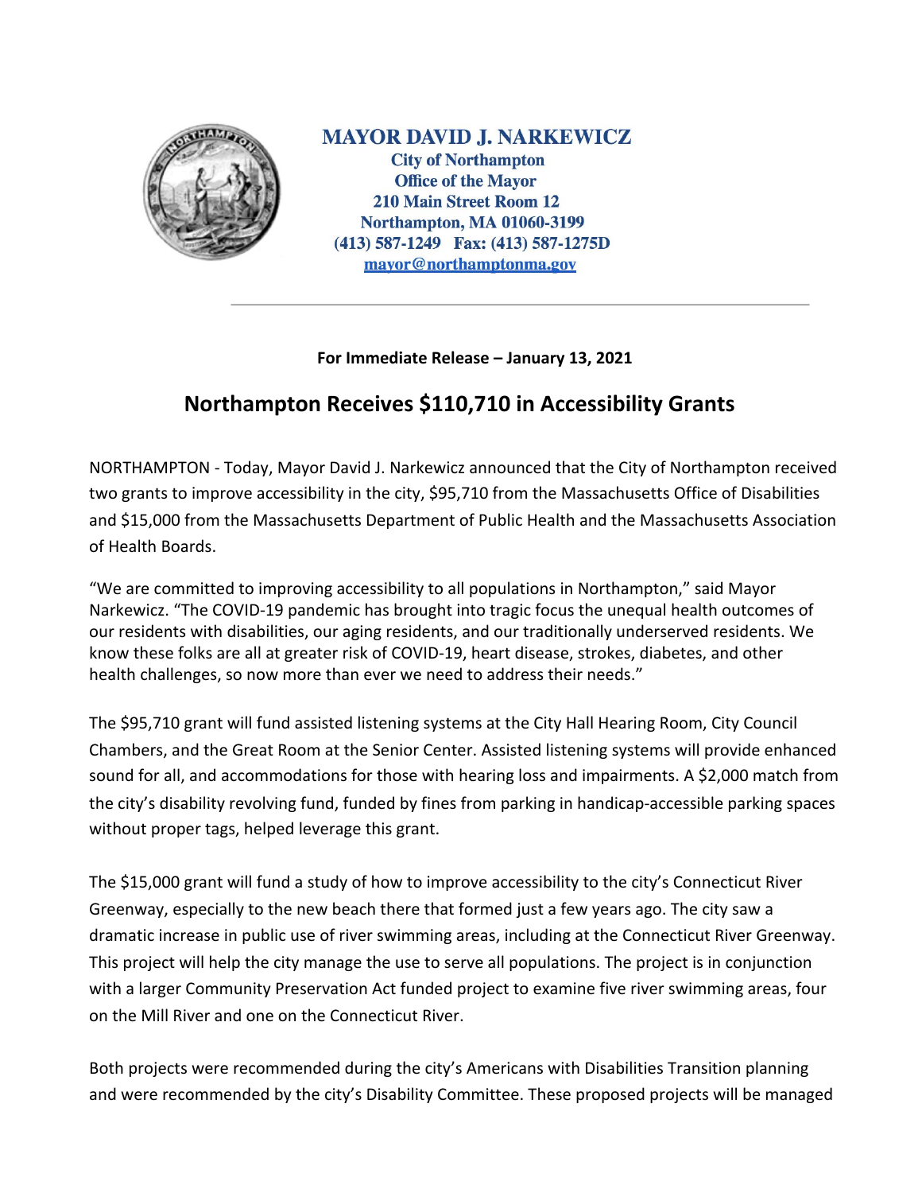**MAYOR DAVID J. NARKEWICZ**
**City of Northampton**
**Office of the Mayor**
**210 Main Street Room 12**
**Northampton, MA 01060-3199**
**(413) 587-1249 Fax: (413) 587-1275D**
**mayor@northamptonma.gov**

---

**For Immediate Release – January 13, 2021**

# Northampton Receives $110,710 in Accessibility Grants

NORTHAMPTON - Today, Mayor David J. Narkewicz announced that the City of Northampton received two grants to improve accessibility in the city, $95,710 from the Massachusetts Office of Disabilities and $15,000 from the Massachusetts Department of Public Health and the Massachusetts Association of Health Boards.

"We are committed to improving accessibility to all populations in Northampton," said Mayor Narkewicz. "The COVID-19 pandemic has brought into tragic focus the unequal health outcomes of our residents with disabilities, our aging residents, and our traditionally underserved residents. We know these folks are all at greater risk of COVID-19, heart disease, strokes, diabetes, and other health challenges, so now more than ever we need to address their needs."

The $95,710 grant will fund assisted listening systems at the City Hall Hearing Room, City Council Chambers, and the Great Room at the Senior Center. Assisted listening systems will provide enhanced sound for all, and accommodations for those with hearing loss and impairments. A $2,000 match from the city's disability revolving fund, funded by fines from parking in handicap-accessible parking spaces without proper tags, helped leverage this grant.

The $15,000 grant will fund a study of how to improve accessibility to the city's Connecticut River Greenway, especially to the new beach there that formed just a few years ago. The city saw a dramatic increase in public use of river swimming areas, including at the Connecticut River Greenway. This project will help the city manage the use to serve all populations. The project is in conjunction with a larger Community Preservation Act funded project to examine five river swimming areas, four on the Mill River and one on the Connecticut River.

Both projects were recommended during the city's Americans with Disabilities Transition planning and were recommended by the city's Disability Committee. These proposed projects will be managed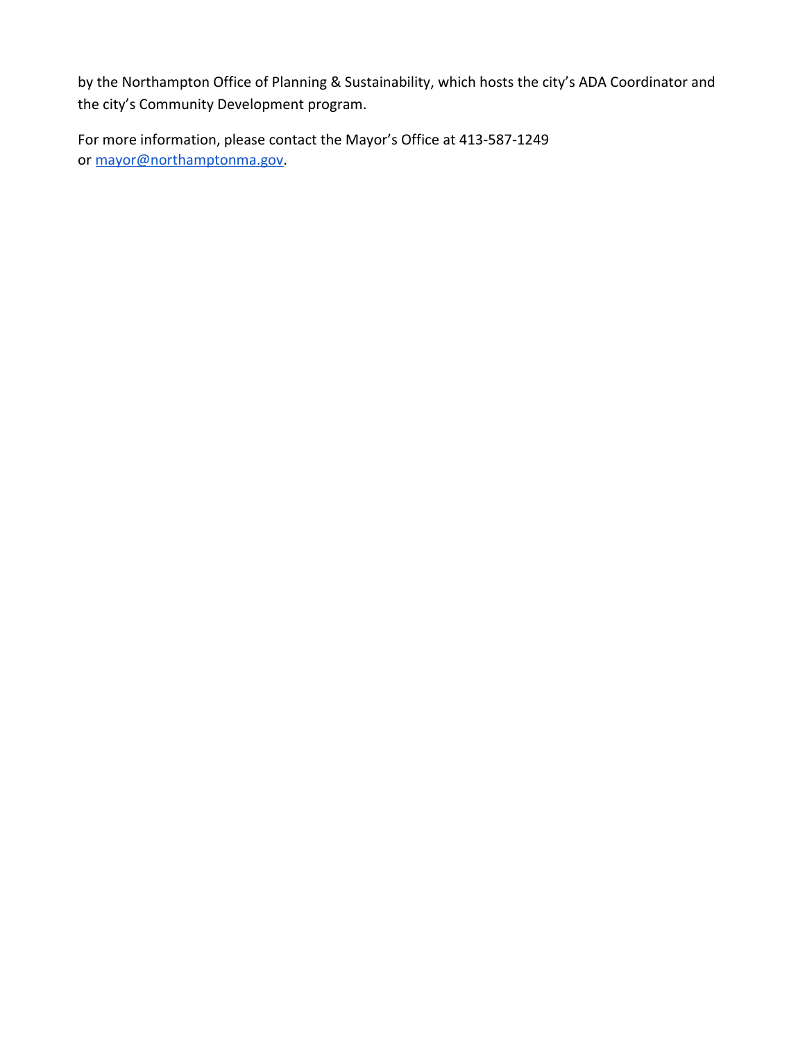by the Northampton Office of Planning & Sustainability, which hosts the city's ADA Coordinator and the city's Community Development program.

For more information, please contact the Mayor's Office at 413-587-1249 or [mayor@northamptonma.gov](mailto:mayor@northamptonma.gov).